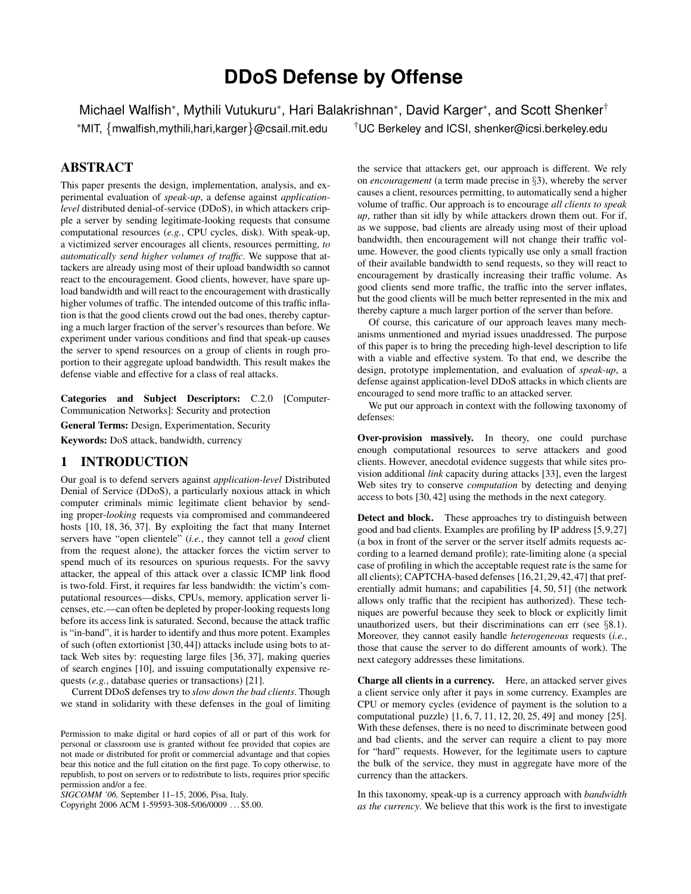# DDoS Defense by Offense

Michael Walfish*, Mythili Vutukuru*, Hari Balakrishnan*, David Karger*, and Scott Shenker†

*MIT, {mwalfish,mythili,hari,karger}@csail.mit.edu †UC Berkeley and ICSI, shenker@icsi.berkeley.edu

## ABSTRACT

This paper presents the design, implementation, analysis, and experimental evaluation of *speak-up*, a defense against *application-level* distributed denial-of-service (DDoS), in which attackers cripple a server by sending legitimate-looking requests that consume computational resources (*e.g.*, CPU cycles, disk). With speak-up, a victimized server encourages all clients, resources permitting, *to automatically send higher volumes of traffic*. We suppose that attackers are already using most of their upload bandwidth so cannot react to the encouragement. Good clients, however, have spare upload bandwidth and will react to the encouragement with drastically higher volumes of traffic. The intended outcome of this traffic inflation is that the good clients crowd out the bad ones, thereby capturing a much larger fraction of the server's resources than before. We experiment under various conditions and find that speak-up causes the server to spend resources on a group of clients in rough proportion to their aggregate upload bandwidth. This result makes the defense viable and effective for a class of real attacks.

**Categories and Subject Descriptors:** C.2.0 [Computer-Communication Networks]: Security and protection

**General Terms:** Design, Experimentation, Security

**Keywords:** DoS attack, bandwidth, currency

## 1 INTRODUCTION

Our goal is to defend servers against *application-level* Distributed Denial of Service (DDoS), a particularly noxious attack in which computer criminals mimic legitimate client behavior by sending proper-*looking* requests via compromised and commandeered hosts [10, 18, 36, 37]. By exploiting the fact that many Internet servers have "open clientele" (*i.e.*, they cannot tell a *good* client from the request alone), the attacker forces the victim server to spend much of its resources on spurious requests. For the savvy attacker, the appeal of this attack over a classic ICMP link flood is two-fold. First, it requires far less bandwidth: the victim's computational resources—disks, CPUs, memory, application server licenses, etc.—can often be depleted by proper-looking requests long before its access link is saturated. Second, because the attack traffic is "in-band", it is harder to identify and thus more potent. Examples of such (often extortionist [30, 44]) attacks include using bots to attack Web sites by: requesting large files [36, 37], making queries of search engines [10], and issuing computationally expensive requests (*e.g.*, database queries or transactions) [21].

Current DDoS defenses try to *slow down the bad clients*. Though we stand in solidarity with these defenses in the goal of limiting the service that attackers get, our approach is different. We rely on *encouragement* (a term made precise in §3), whereby the server causes a client, resources permitting, to automatically send a higher volume of traffic. Our approach is to encourage *all clients to speak up*, rather than sit idly by while attackers drown them out. For if, as we suppose, bad clients are already using most of their upload bandwidth, then encouragement will not change their traffic volume. However, the good clients typically use only a small fraction of their available bandwidth to send requests, so they will react to encouragement by drastically increasing their traffic volume. As good clients send more traffic, the traffic into the server inflates, but the good clients will be much better represented in the mix and thereby capture a much larger portion of the server than before.

Of course, this caricature of our approach leaves many mechanisms unmentioned and myriad issues unaddressed. The purpose of this paper is to bring the preceding high-level description to life with a viable and effective system. To that end, we describe the design, prototype implementation, and evaluation of *speak-up*, a defense against application-level DDoS attacks in which clients are encouraged to send more traffic to an attacked server.

We put our approach in context with the following taxonomy of defenses:

**Over-provision massively.** In theory, one could purchase enough computational resources to serve attackers and good clients. However, anecdotal evidence suggests that while sites provision additional *link* capacity during attacks [33], even the largest Web sites try to conserve *computation* by detecting and denying access to bots [30, 42] using the methods in the next category.

**Detect and block.** These approaches try to distinguish between good and bad clients. Examples are profiling by IP address [5,9,27] (a box in front of the server or the server itself admits requests according to a learned demand profile); rate-limiting alone (a special case of profiling in which the acceptable request rate is the same for all clients); CAPTCHA-based defenses [16,21,29,42,47] that preferentially admit humans; and capabilities [4, 50, 51] (the network allows only traffic that the recipient has authorized). These techniques are powerful because they seek to block or explicitly limit unauthorized users, but their discriminations can err (see §8.1). Moreover, they cannot easily handle *heterogeneous* requests (*i.e.*, those that cause the server to do different amounts of work). The next category addresses these limitations.

**Charge all clients in a currency.** Here, an attacked server gives a client service only after it pays in some currency. Examples are CPU or memory cycles (evidence of payment is the solution to a computational puzzle) [1, 6, 7, 11, 12, 20, 25, 49] and money [25]. With these defenses, there is no need to discriminate between good and bad clients, and the server can require a client to pay more for "hard" requests. However, for the legitimate users to capture the bulk of the service, they must in aggregate have more of the currency than the attackers.

In this taxonomy, speak-up is a currency approach with *bandwidth as the currency*. We believe that this work is the first to investigate

Permission to make digital or hard copies of all or part of this work for personal or classroom use is granted without fee provided that copies are not made or distributed for profit or commercial advantage and that copies bear this notice and the full citation on the first page. To copy otherwise, to republish, to post on servers or to redistribute to lists, requires prior specific permission and/or a fee.
*SIGCOMM '06,* September 11–15, 2006, Pisa, Italy.
Copyright 2006 ACM 1-59593-308-5/06/0009 ...$5.00.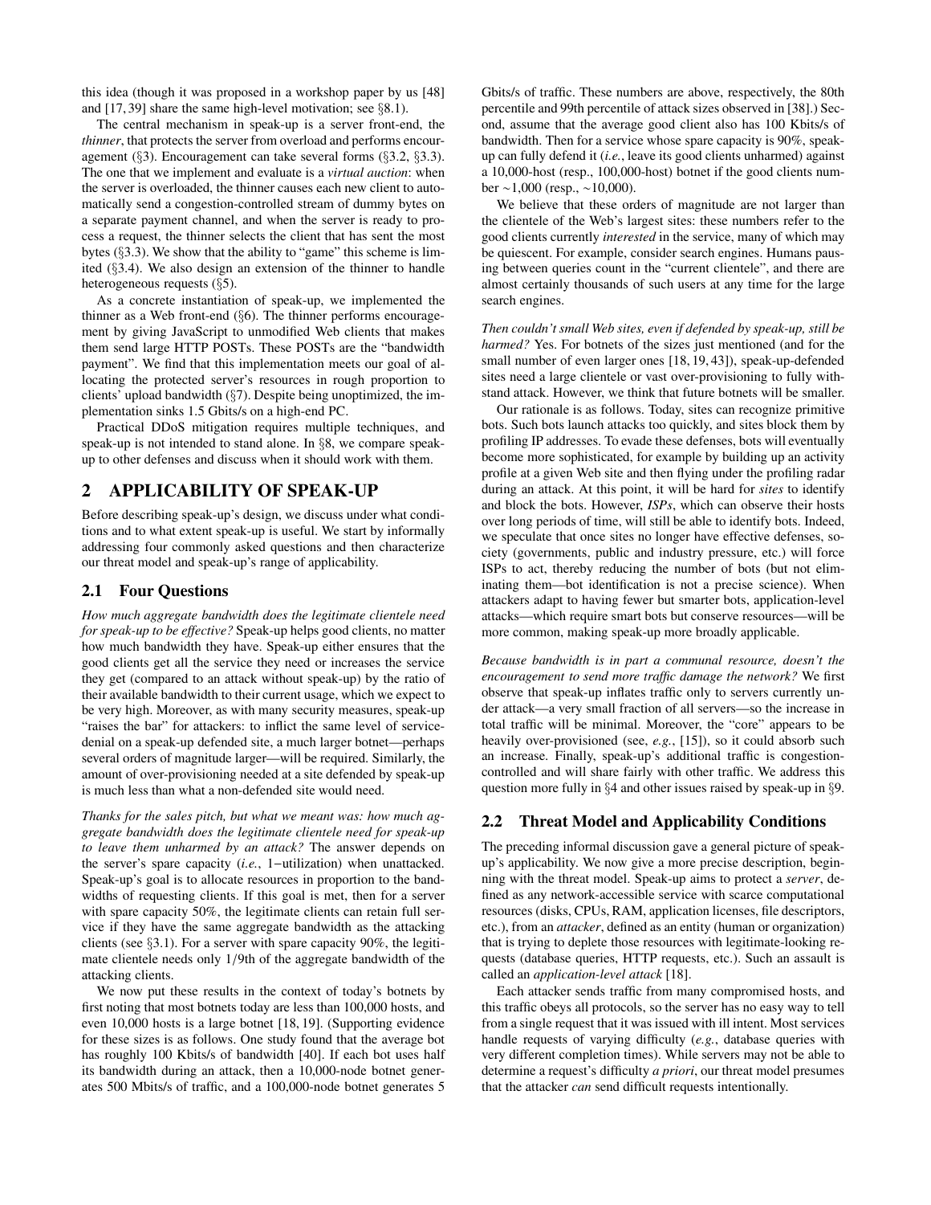this idea (though it was proposed in a workshop paper by us [48] and [17, 39] share the same high-level motivation; see §8.1).

The central mechanism in speak-up is a server front-end, the *thinner*, that protects the server from overload and performs encouragement (§3). Encouragement can take several forms (§3.2, §3.3). The one that we implement and evaluate is a *virtual auction*: when the server is overloaded, the thinner causes each new client to automatically send a congestion-controlled stream of dummy bytes on a separate payment channel, and when the server is ready to process a request, the thinner selects the client that has sent the most bytes (§3.3). We show that the ability to "game" this scheme is limited (§3.4). We also design an extension of the thinner to handle heterogeneous requests (§5).

As a concrete instantiation of speak-up, we implemented the thinner as a Web front-end (§6). The thinner performs encouragement by giving JavaScript to unmodified Web clients that makes them send large HTTP POSTs. These POSTs are the "bandwidth payment". We find that this implementation meets our goal of allocating the protected server's resources in rough proportion to clients' upload bandwidth (§7). Despite being unoptimized, the implementation sinks 1.5 Gbits/s on a high-end PC.

Practical DDoS mitigation requires multiple techniques, and speak-up is not intended to stand alone. In §8, we compare speak-up to other defenses and discuss when it should work with them.

## 2 APPLICABILITY OF SPEAK-UP

Before describing speak-up's design, we discuss under what conditions and to what extent speak-up is useful. We start by informally addressing four commonly asked questions and then characterize our threat model and speak-up's range of applicability.

### 2.1 Four Questions

*How much aggregate bandwidth does the legitimate clientele need for speak-up to be effective?* Speak-up helps good clients, no matter how much bandwidth they have. Speak-up either ensures that the good clients get all the service they need or increases the service they get (compared to an attack without speak-up) by the ratio of their available bandwidth to their current usage, which we expect to be very high. Moreover, as with many security measures, speak-up "raises the bar" for attackers: to inflict the same level of service-denial on a speak-up defended site, a much larger botnet—perhaps several orders of magnitude larger—will be required. Similarly, the amount of over-provisioning needed at a site defended by speak-up is much less than what a non-defended site would need.

*Thanks for the sales pitch, but what we meant was: how much aggregate bandwidth does the legitimate clientele need for speak-up to leave them unharmed by an attack?* The answer depends on the server's spare capacity (*i.e.*, 1−utilization) when unattacked. Speak-up's goal is to allocate resources in proportion to the bandwidths of requesting clients. If this goal is met, then for a server with spare capacity 50%, the legitimate clients can retain full service if they have the same aggregate bandwidth as the attacking clients (see §3.1). For a server with spare capacity 90%, the legitimate clientele needs only 1/9th of the aggregate bandwidth of the attacking clients.

We now put these results in the context of today's botnets by first noting that most botnets today are less than 100,000 hosts, and even 10,000 hosts is a large botnet [18, 19]. (Supporting evidence for these sizes is as follows. One study found that the average bot has roughly 100 Kbits/s of bandwidth [40]. If each bot uses half its bandwidth during an attack, then a 10,000-node botnet generates 500 Mbits/s of traffic, and a 100,000-node botnet generates 5 Gbits/s of traffic. These numbers are above, respectively, the 80th percentile and 99th percentile of attack sizes observed in [38].) Second, assume that the average good client also has 100 Kbits/s of bandwidth. Then for a service whose spare capacity is 90%, speak-up can fully defend it (*i.e.*, leave its good clients unharmed) against a 10,000-host (resp., 100,000-host) botnet if the good clients number ∼1,000 (resp., ∼10,000).

We believe that these orders of magnitude are not larger than the clientele of the Web's largest sites: these numbers refer to the good clients currently *interested* in the service, many of which may be quiescent. For example, consider search engines. Humans pausing between queries count in the "current clientele", and there are almost certainly thousands of such users at any time for the large search engines.

*Then couldn't small Web sites, even if defended by speak-up, still be harmed?* Yes. For botnets of the sizes just mentioned (and for the small number of even larger ones [18, 19, 43]), speak-up-defended sites need a large clientele or vast over-provisioning to fully withstand attack. However, we think that future botnets will be smaller.

Our rationale is as follows. Today, sites can recognize primitive bots. Such bots launch attacks too quickly, and sites block them by profiling IP addresses. To evade these defenses, bots will eventually become more sophisticated, for example by building up an activity profile at a given Web site and then flying under the profiling radar during an attack. At this point, it will be hard for *sites* to identify and block the bots. However, *ISPs*, which can observe their hosts over long periods of time, will still be able to identify bots. Indeed, we speculate that once sites no longer have effective defenses, society (governments, public and industry pressure, etc.) will force ISPs to act, thereby reducing the number of bots (but not eliminating them—bot identification is not a precise science). When attackers adapt to having fewer but smarter bots, application-level attacks—which require smart bots but conserve resources—will be more common, making speak-up more broadly applicable.

*Because bandwidth is in part a communal resource, doesn't the encouragement to send more traffic damage the network?* We first observe that speak-up inflates traffic only to servers currently under attack—a very small fraction of all servers—so the increase in total traffic will be minimal. Moreover, the "core" appears to be heavily over-provisioned (see, *e.g.*, [15]), so it could absorb such an increase. Finally, speak-up's additional traffic is congestion-controlled and will share fairly with other traffic. We address this question more fully in §4 and other issues raised by speak-up in §9.

### 2.2 Threat Model and Applicability Conditions

The preceding informal discussion gave a general picture of speak-up's applicability. We now give a more precise description, beginning with the threat model. Speak-up aims to protect a *server*, defined as any network-accessible service with scarce computational resources (disks, CPUs, RAM, application licenses, file descriptors, etc.), from an *attacker*, defined as an entity (human or organization) that is trying to deplete those resources with legitimate-looking requests (database queries, HTTP requests, etc.). Such an assault is called an *application-level attack* [18].

Each attacker sends traffic from many compromised hosts, and this traffic obeys all protocols, so the server has no easy way to tell from a single request that it was issued with ill intent. Most services handle requests of varying difficulty (*e.g.*, database queries with very different completion times). While servers may not be able to determine a request's difficulty *a priori*, our threat model presumes that the attacker *can* send difficult requests intentionally.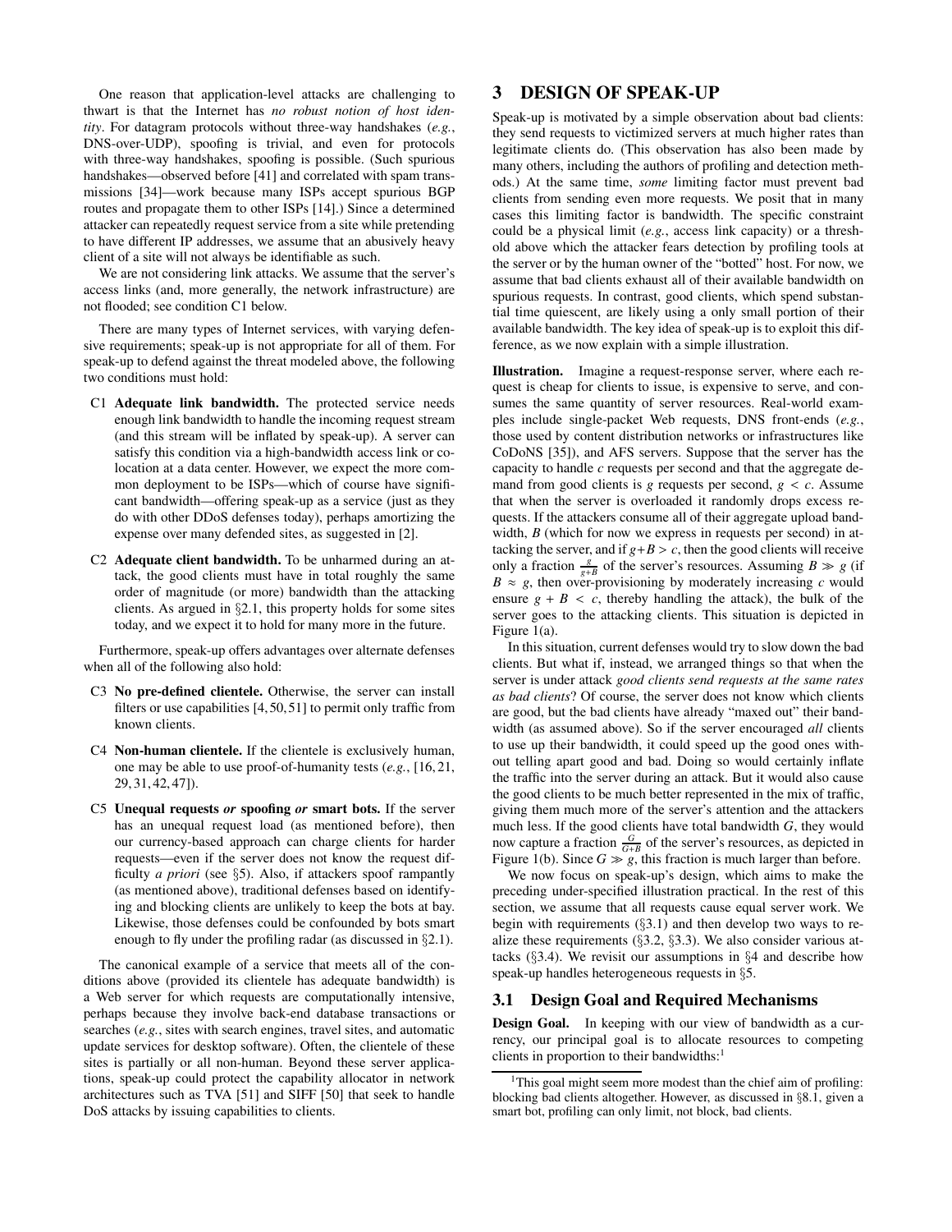One reason that application-level attacks are challenging to thwart is that the Internet has *no robust notion of host identity*. For datagram protocols without three-way handshakes (*e.g.*, DNS-over-UDP), spoofing is trivial, and even for protocols with three-way handshakes, spoofing is possible. (Such spurious handshakes—observed before [41] and correlated with spam transmissions [34]—work because many ISPs accept spurious BGP routes and propagate them to other ISPs [14].) Since a determined attacker can repeatedly request service from a site while pretending to have different IP addresses, we assume that an abusively heavy client of a site will not always be identifiable as such.

We are not considering link attacks. We assume that the server's access links (and, more generally, the network infrastructure) are not flooded; see condition C1 below.

There are many types of Internet services, with varying defensive requirements; speak-up is not appropriate for all of them. For speak-up to defend against the threat modeled above, the following two conditions must hold:

- C1 **Adequate link bandwidth.** The protected service needs enough link bandwidth to handle the incoming request stream (and this stream will be inflated by speak-up). A server can satisfy this condition via a high-bandwidth access link or co-location at a data center. However, we expect the more common deployment to be ISPs—which of course have significant bandwidth—offering speak-up as a service (just as they do with other DDoS defenses today), perhaps amortizing the expense over many defended sites, as suggested in [2].
- C2 **Adequate client bandwidth.** To be unharmed during an attack, the good clients must have in total roughly the same order of magnitude (or more) bandwidth than the attacking clients. As argued in §2.1, this property holds for some sites today, and we expect it to hold for many more in the future.

Furthermore, speak-up offers advantages over alternate defenses when all of the following also hold:

- C3 **No pre-defined clientele.** Otherwise, the server can install filters or use capabilities [4, 50, 51] to permit only traffic from known clients.
- C4 **Non-human clientele.** If the clientele is exclusively human, one may be able to use proof-of-humanity tests (*e.g.*, [16, 21, 29, 31, 42, 47]).
- C5 **Unequal requests *or* spoofing *or* smart bots.** If the server has an unequal request load (as mentioned before), then our currency-based approach can charge clients for harder requests—even if the server does not know the request difficulty *a priori* (see §5). Also, if attackers spoof rampantly (as mentioned above), traditional defenses based on identifying and blocking clients are unlikely to keep the bots at bay. Likewise, those defenses could be confounded by bots smart enough to fly under the profiling radar (as discussed in §2.1).

The canonical example of a service that meets all of the conditions above (provided its clientele has adequate bandwidth) is a Web server for which requests are computationally intensive, perhaps because they involve back-end database transactions or searches (*e.g.*, sites with search engines, travel sites, and automatic update services for desktop software). Often, the clientele of these sites is partially or all non-human. Beyond these server applications, speak-up could protect the capability allocator in network architectures such as TVA [51] and SIFF [50] that seek to handle DoS attacks by issuing capabilities to clients.

# 3 DESIGN OF SPEAK-UP

Speak-up is motivated by a simple observation about bad clients: they send requests to victimized servers at much higher rates than legitimate clients do. (This observation has also been made by many others, including the authors of profiling and detection methods.) At the same time, *some* limiting factor must prevent bad clients from sending even more requests. We posit that in many cases this limiting factor is bandwidth. The specific constraint could be a physical limit (*e.g.*, access link capacity) or a threshold above which the attacker fears detection by profiling tools at the server or by the human owner of the "botted" host. For now, we assume that bad clients exhaust all of their available bandwidth on spurious requests. In contrast, good clients, which spend substantial time quiescent, are likely using a only small portion of their available bandwidth. The key idea of speak-up is to exploit this difference, as we now explain with a simple illustration.

**Illustration.** Imagine a request-response server, where each request is cheap for clients to issue, is expensive to serve, and consumes the same quantity of server resources. Real-world examples include single-packet Web requests, DNS front-ends (*e.g.*, those used by content distribution networks or infrastructures like CoDoNS [35]), and AFS servers. Suppose that the server has the capacity to handle $c$ requests per second and that the aggregate demand from good clients is $g$ requests per second, $g < c$. Assume that when the server is overloaded it randomly drops excess requests. If the attackers consume all of their aggregate upload bandwidth, $B$ (which for now we express in requests per second) in attacking the server, and if $g + B > c$, then the good clients will receive only a fraction $\frac{g}{g+B}$ of the server's resources. Assuming $B \gg g$ (if $B \approx g$, then over-provisioning by moderately increasing $c$ would ensure $g + B < c$, thereby handling the attack), the bulk of the server goes to the attacking clients. This situation is depicted in Figure 1(a).

In this situation, current defenses would try to slow down the bad clients. But what if, instead, we arranged things so that when the server is under attack *good clients send requests at the same rates as bad clients*? Of course, the server does not know which clients are good, but the bad clients have already "maxed out" their bandwidth (as assumed above). So if the server encouraged *all* clients to use up their bandwidth, it could speed up the good ones without telling apart good and bad. Doing so would certainly inflate the traffic into the server during an attack. But it would also cause the good clients to be much better represented in the mix of traffic, giving them much more of the server's attention and the attackers much less. If the good clients have total bandwidth $G$, they would now capture a fraction $\frac{G}{G+B}$ of the server's resources, as depicted in Figure 1(b). Since $G \gg g$, this fraction is much larger than before.

We now focus on speak-up's design, which aims to make the preceding under-specified illustration practical. In the rest of this section, we assume that all requests cause equal server work. We begin with requirements (§3.1) and then develop two ways to realize these requirements (§3.2, §3.3). We also consider various attacks (§3.4). We revisit our assumptions in §4 and describe how speak-up handles heterogeneous requests in §5.

## 3.1 Design Goal and Required Mechanisms

**Design Goal.** In keeping with our view of bandwidth as a currency, our principal goal is to allocate resources to competing clients in proportion to their bandwidths:[1]

[1] This goal might seem more modest than the chief aim of profiling: blocking bad clients altogether. However, as discussed in §8.1, given a smart bot, profiling can only limit, not block, bad clients.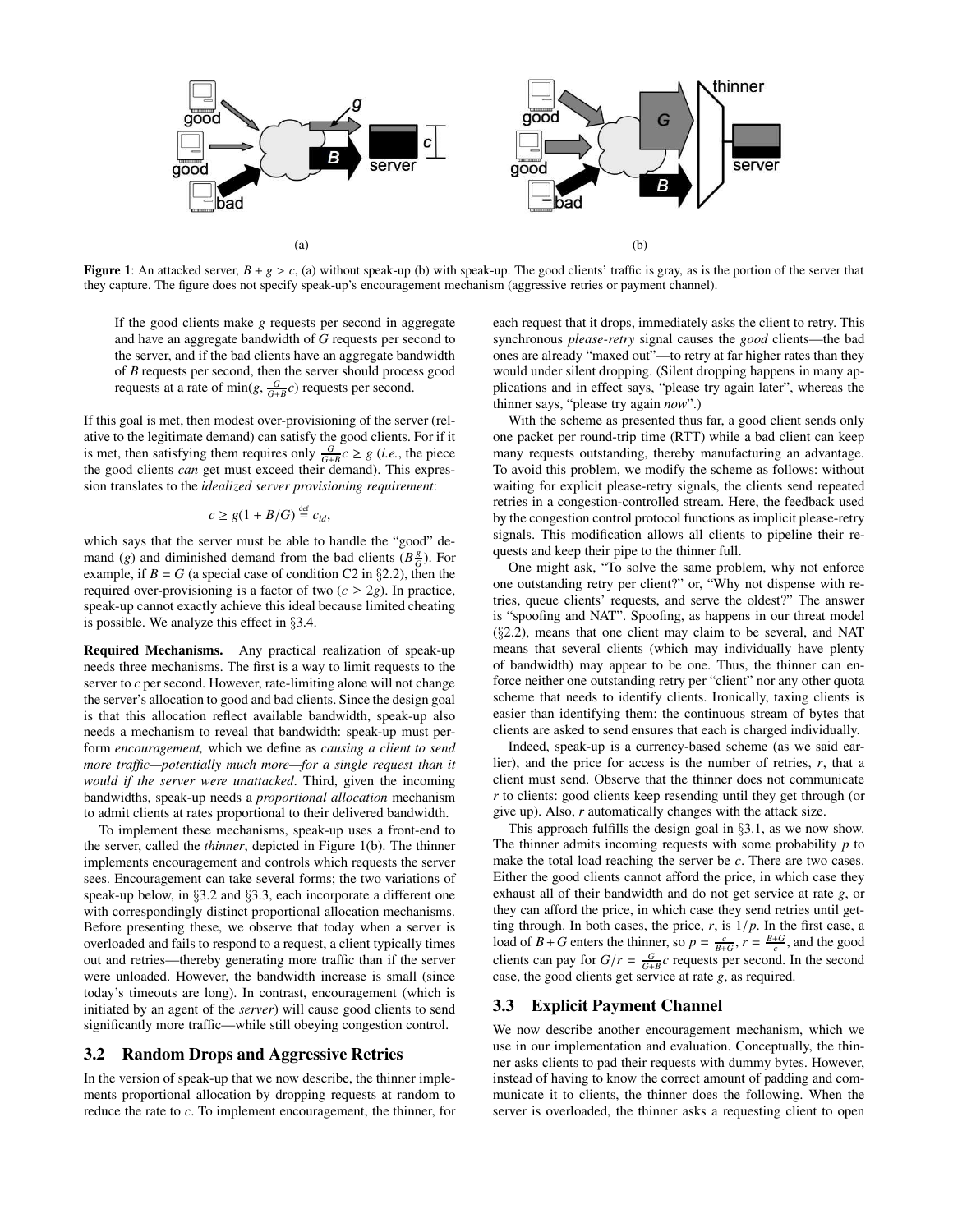good

good

bad

g

B

c

server

(a)

good

good

bad

G

B

thinner

server

(b)

**Figure 1**: An attacked server, $B + g > c$, (a) without speak-up (b) with speak-up. The good clients' traffic is gray, as is the portion of the server that they capture. The figure does not specify speak-up's encouragement mechanism (aggressive retries or payment channel).

> If the good clients make $g$ requests per second in aggregate and have an aggregate bandwidth of $G$ requests per second to the server, and if the bad clients have an aggregate bandwidth of $B$ requests per second, then the server should process good requests at a rate of $\min(g, \frac{G}{G+B}c)$ requests per second.

If this goal is met, then modest over-provisioning of the server (relative to the legitimate demand) can satisfy the good clients. For if it is met, then satisfying them requires only $\frac{G}{G+B}c \geq g$ (*i.e.*, the piece the good clients *can* get must exceed their demand). This expression translates to the *idealized server provisioning requirement*:

$$c \geq g(1 + B/G) \stackrel{\text{def}}{=} c_{id},$$

which says that the server must be able to handle the "good" demand ($g$) and diminished demand from the bad clients ($B\frac{g}{G}$). For example, if $B = G$ (a special case of condition C2 in §2.2), then the required over-provisioning is a factor of two ($c \geq 2g$). In practice, speak-up cannot exactly achieve this ideal because limited cheating is possible. We analyze this effect in §3.4.

**Required Mechanisms.** Any practical realization of speak-up needs three mechanisms. The first is a way to limit requests to the server to $c$ per second. However, rate-limiting alone will not change the server's allocation to good and bad clients. Since the design goal is that this allocation reflect available bandwidth, speak-up also needs a mechanism to reveal that bandwidth: speak-up must perform *encouragement,* which we define as *causing a client to send more traffic—potentially much more—for a single request than it would if the server were unattacked*. Third, given the incoming bandwidths, speak-up needs a *proportional allocation* mechanism to admit clients at rates proportional to their delivered bandwidth.

To implement these mechanisms, speak-up uses a front-end to the server, called the *thinner*, depicted in Figure 1(b). The thinner implements encouragement and controls which requests the server sees. Encouragement can take several forms; the two variations of speak-up below, in §3.2 and §3.3, each incorporate a different one with correspondingly distinct proportional allocation mechanisms. Before presenting these, we observe that today when a server is overloaded and fails to respond to a request, a client typically times out and retries—thereby generating more traffic than if the server were unloaded. However, the bandwidth increase is small (since today's timeouts are long). In contrast, encouragement (which is initiated by an agent of the *server*) will cause good clients to send significantly more traffic—while still obeying congestion control.

## 3.2 Random Drops and Aggressive Retries

In the version of speak-up that we now describe, the thinner implements proportional allocation by dropping requests at random to reduce the rate to $c$. To implement encouragement, the thinner, for each request that it drops, immediately asks the client to retry. This synchronous *please-retry* signal causes the *good* clients—the bad ones are already "maxed out"—to retry at far higher rates than they would under silent dropping. (Silent dropping happens in many applications and in effect says, "please try again later", whereas the thinner says, "please try again *now*".)

With the scheme as presented thus far, a good client sends only one packet per round-trip time (RTT) while a bad client can keep many requests outstanding, thereby manufacturing an advantage. To avoid this problem, we modify the scheme as follows: without waiting for explicit please-retry signals, the clients send repeated retries in a congestion-controlled stream. Here, the feedback used by the congestion control protocol functions as implicit please-retry signals. This modification allows all clients to pipeline their requests and keep their pipe to the thinner full.

One might ask, "To solve the same problem, why not enforce one outstanding retry per client?" or, "Why not dispense with retries, queue clients' requests, and serve the oldest?" The answer is "spoofing and NAT". Spoofing, as happens in our threat model (§2.2), means that one client may claim to be several, and NAT means that several clients (which may individually have plenty of bandwidth) may appear to be one. Thus, the thinner can enforce neither one outstanding retry per "client" nor any other quota scheme that needs to identify clients. Ironically, taxing clients is easier than identifying them: the continuous stream of bytes that clients are asked to send ensures that each is charged individually.

Indeed, speak-up is a currency-based scheme (as we said earlier), and the price for access is the number of retries, $r$, that a client must send. Observe that the thinner does not communicate $r$ to clients: good clients keep resending until they get through (or give up). Also, $r$ automatically changes with the attack size.

This approach fulfills the design goal in §3.1, as we now show. The thinner admits incoming requests with some probability $p$ to make the total load reaching the server be $c$. There are two cases. Either the good clients cannot afford the price, in which case they exhaust all of their bandwidth and do not get service at rate $g$, or they can afford the price, in which case they send retries until getting through. In both cases, the price, $r$, is $1/p$. In the first case, a load of $B + G$ enters the thinner, so $p = \frac{c}{B+G}$, $r = \frac{B+G}{c}$, and the good clients can pay for $G/r = \frac{G}{G+B}c$ requests per second. In the second case, the good clients get service at rate $g$, as required.

## 3.3 Explicit Payment Channel

We now describe another encouragement mechanism, which we use in our implementation and evaluation. Conceptually, the thinner asks clients to pad their requests with dummy bytes. However, instead of having to know the correct amount of padding and communicate it to clients, the thinner does the following. When the server is overloaded, the thinner asks a requesting client to open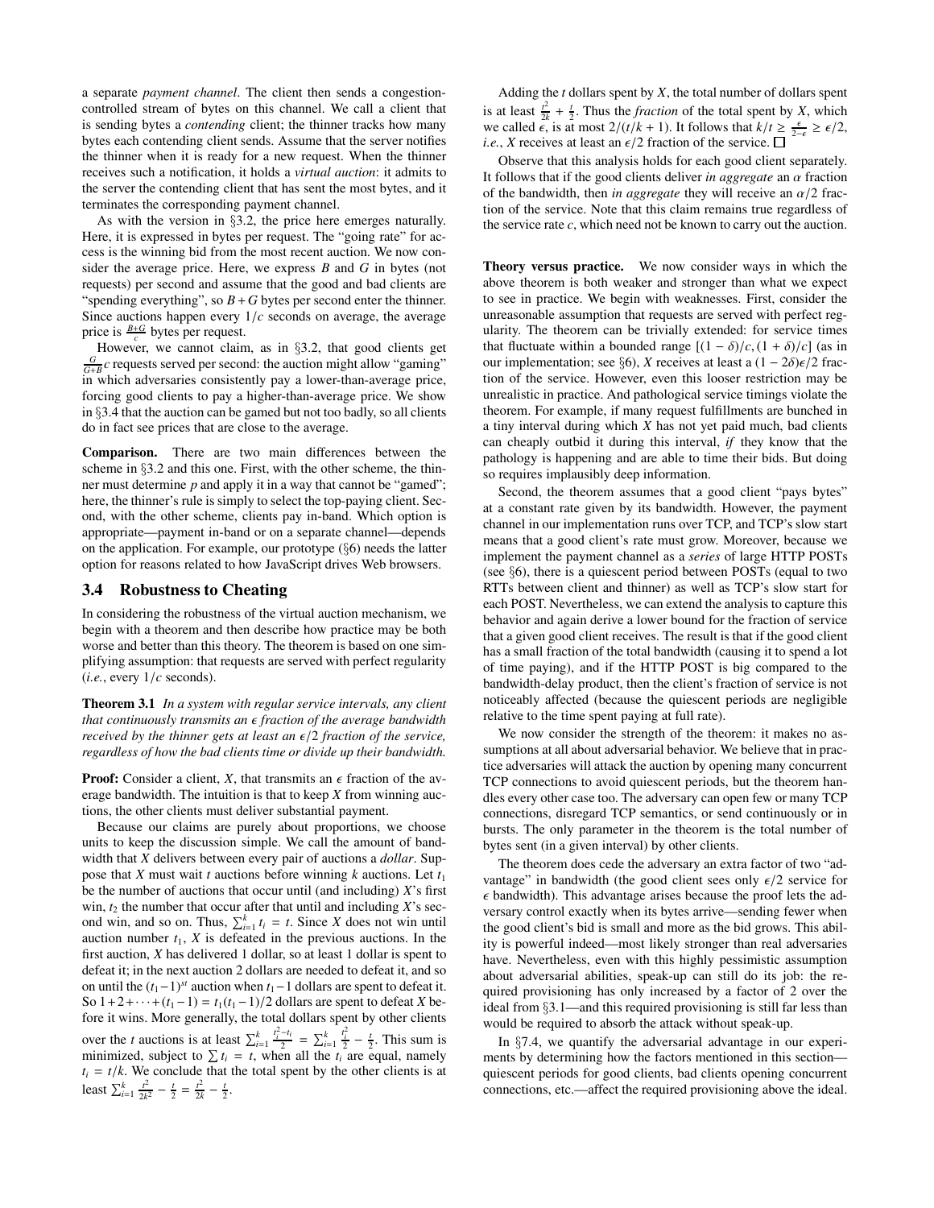a separate *payment channel*. The client then sends a congestion-controlled stream of bytes on this channel. We call a client that is sending bytes a *contending* client; the thinner tracks how many bytes each contending client sends. Assume that the server notifies the thinner when it is ready for a new request. When the thinner receives such a notification, it holds a *virtual auction*: it admits to the server the contending client that has sent the most bytes, and it terminates the corresponding payment channel.

As with the version in §3.2, the price here emerges naturally. Here, it is expressed in bytes per request. The "going rate" for access is the winning bid from the most recent auction. We now consider the average price. Here, we express $B$ and $G$ in bytes (not requests) per second and assume that the good and bad clients are "spending everything", so $B + G$ bytes per second enter the thinner. Since auctions happen every $1/c$ seconds on average, the average price is $\frac{B+G}{c}$ bytes per request.

However, we cannot claim, as in §3.2, that good clients get $\frac{G}{G+B}c$ requests served per second: the auction might allow "gaming" in which adversaries consistently pay a lower-than-average price, forcing good clients to pay a higher-than-average price. We show in §3.4 that the auction can be gamed but not too badly, so all clients do in fact see prices that are close to the average.

**Comparison.** There are two main differences between the scheme in §3.2 and this one. First, with the other scheme, the thinner must determine $p$ and apply it in a way that cannot be "gamed"; here, the thinner's rule is simply to select the top-paying client. Second, with the other scheme, clients pay in-band. Which option is appropriate—payment in-band or on a separate channel—depends on the application. For example, our prototype (§6) needs the latter option for reasons related to how JavaScript drives Web browsers.

### 3.4 Robustness to Cheating

In considering the robustness of the virtual auction mechanism, we begin with a theorem and then describe how practice may be both worse and better than this theory. The theorem is based on one simplifying assumption: that requests are served with perfect regularity (*i.e.*, every $1/c$ seconds).

**Theorem 3.1** *In a system with regular service intervals, any client that continuously transmits an $\epsilon$ fraction of the average bandwidth received by the thinner gets at least an $\epsilon/2$ fraction of the service, regardless of how the bad clients time or divide up their bandwidth.*

**Proof:** Consider a client, $X$, that transmits an $\epsilon$ fraction of the average bandwidth. The intuition is that to keep $X$ from winning auctions, the other clients must deliver substantial payment.

Because our claims are purely about proportions, we choose units to keep the discussion simple. We call the amount of bandwidth that $X$ delivers between every pair of auctions a *dollar*. Suppose that $X$ must wait $t$ auctions before winning $k$ auctions. Let $t_1$ be the number of auctions that occur until (and including) $X$'s first win, $t_2$ the number that occur after that until and including $X$'s second win, and so on. Thus, $\sum_{i=1}^{k} t_i = t$. Since $X$ does not win until auction number $t_1$, $X$ is defeated in the previous auctions. In the first auction, $X$ has delivered 1 dollar, so at least 1 dollar is spent to defeat it; in the next auction 2 dollars are needed to defeat it, and so on until the $(t_1-1)^{st}$ auction when $t_1-1$ dollars are spent to defeat it. So $1+2+\cdots+(t_1-1) = t_1(t_1-1)/2$ dollars are spent to defeat $X$ before it wins. More generally, the total dollars spent by other clients over the $t$ auctions is at least $\sum_{i=1}^{k} \frac{t_i^2-t_i}{2} = \sum_{i=1}^{k} \frac{t_i^2}{2} - \frac{t}{2}$. This sum is minimized, subject to $\sum t_i = t$, when all the $t_i$ are equal, namely $t_i = t/k$. We conclude that the total spent by the other clients is at least $\sum_{i=1}^{k} \frac{t^2}{2k^2} - \frac{t}{2} = \frac{t^2}{2k} - \frac{t}{2}$.

Adding the $t$ dollars spent by $X$, the total number of dollars spent is at least $\frac{t^2}{2k} + \frac{t}{2}$. Thus the *fraction* of the total spent by $X$, which we called $\epsilon$, is at most $2/(t/k+1)$. It follows that $k/t \geq \frac{\epsilon}{2-\epsilon} \geq \epsilon/2$, *i.e.*, $X$ receives at least an $\epsilon/2$ fraction of the service. □

Observe that this analysis holds for each good client separately. It follows that if the good clients deliver *in aggregate* an $\alpha$ fraction of the bandwidth, then *in aggregate* they will receive an $\alpha/2$ fraction of the service. Note that this claim remains true regardless of the service rate $c$, which need not be known to carry out the auction.

**Theory versus practice.** We now consider ways in which the above theorem is both weaker and stronger than what we expect to see in practice. We begin with weaknesses. First, consider the unreasonable assumption that requests are served with perfect regularity. The theorem can be trivially extended: for service times that fluctuate within a bounded range $[(1-\delta)/c, (1+\delta)/c]$ (as in our implementation; see §6), $X$ receives at least a $(1-2\delta)\epsilon/2$ fraction of the service. However, even this looser restriction may be unrealistic in practice. And pathological service timings violate the theorem. For example, if many request fulfillments are bunched in a tiny interval during which $X$ has not yet paid much, bad clients can cheaply outbid it during this interval, *if* they know that the pathology is happening and are able to time their bids. But doing so requires implausibly deep information.

Second, the theorem assumes that a good client "pays bytes" at a constant rate given by its bandwidth. However, the payment channel in our implementation runs over TCP, and TCP's slow start means that a good client's rate must grow. Moreover, because we implement the payment channel as a *series* of large HTTP POSTs (see §6), there is a quiescent period between POSTs (equal to two RTTs between client and thinner) as well as TCP's slow start for each POST. Nevertheless, we can extend the analysis to capture this behavior and again derive a lower bound for the fraction of service that a given good client receives. The result is that if the good client has a small fraction of the total bandwidth (causing it to spend a lot of time paying), and if the HTTP POST is big compared to the bandwidth-delay product, then the client's fraction of service is not noticeably affected (because the quiescent periods are negligible relative to the time spent paying at full rate).

We now consider the strength of the theorem: it makes no assumptions at all about adversarial behavior. We believe that in practice adversaries will attack the auction by opening many concurrent TCP connections to avoid quiescent periods, but the theorem handles every other case too. The adversary can open few or many TCP connections, disregard TCP semantics, or send continuously or in bursts. The only parameter in the theorem is the total number of bytes sent (in a given interval) by other clients.

The theorem does cede the adversary an extra factor of two "advantage" in bandwidth (the good client sees only $\epsilon/2$ service for $\epsilon$ bandwidth). This advantage arises because the proof lets the adversary control exactly when its bytes arrive—sending fewer when the good client's bid is small and more as the bid grows. This ability is powerful indeed—most likely stronger than real adversaries have. Nevertheless, even with this highly pessimistic assumption about adversarial abilities, speak-up can still do its job: the required provisioning has only increased by a factor of 2 over the ideal from §3.1—and this required provisioning is still far less than would be required to absorb the attack without speak-up.

In §7.4, we quantify the adversarial advantage in our experiments by determining how the factors mentioned in this section—quiescent periods for good clients, bad clients opening concurrent connections, etc.—affect the required provisioning above the ideal.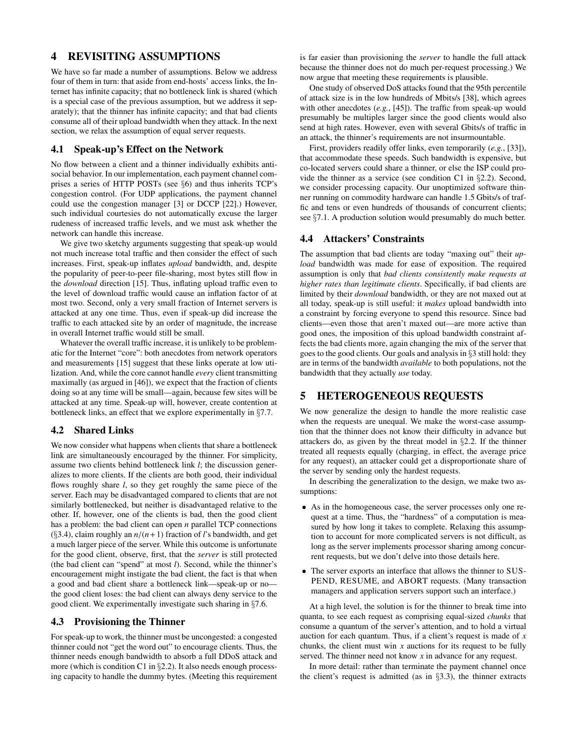# 4 REVISITING ASSUMPTIONS

We have so far made a number of assumptions. Below we address four of them in turn: that aside from end-hosts' access links, the Internet has infinite capacity; that no bottleneck link is shared (which is a special case of the previous assumption, but we address it separately); that the thinner has infinite capacity; and that bad clients consume all of their upload bandwidth when they attack. In the next section, we relax the assumption of equal server requests.

## 4.1 Speak-up's Effect on the Network

No flow between a client and a thinner individually exhibits antisocial behavior. In our implementation, each payment channel comprises a series of HTTP POSTs (see §6) and thus inherits TCP's congestion control. (For UDP applications, the payment channel could use the congestion manager [3] or DCCP [22].) However, such individual courtesies do not automatically excuse the larger rudeness of increased traffic levels, and we must ask whether the network can handle this increase.

We give two sketchy arguments suggesting that speak-up would not much increase total traffic and then consider the effect of such increases. First, speak-up inflates *upload* bandwidth, and, despite the popularity of peer-to-peer file-sharing, most bytes still flow in the *download* direction [15]. Thus, inflating upload traffic even to the level of download traffic would cause an inflation factor of at most two. Second, only a very small fraction of Internet servers is attacked at any one time. Thus, even if speak-up did increase the traffic to each attacked site by an order of magnitude, the increase in overall Internet traffic would still be small.

Whatever the overall traffic increase, it is unlikely to be problematic for the Internet "core": both anecdotes from network operators and measurements [15] suggest that these links operate at low utilization. And, while the core cannot handle *every* client transmitting maximally (as argued in [46]), we expect that the fraction of clients doing so at any time will be small—again, because few sites will be attacked at any time. Speak-up will, however, create contention at bottleneck links, an effect that we explore experimentally in §7.7.

## 4.2 Shared Links

We now consider what happens when clients that share a bottleneck link are simultaneously encouraged by the thinner. For simplicity, assume two clients behind bottleneck link $l$; the discussion generalizes to more clients. If the clients are both good, their individual flows roughly share $l$, so they get roughly the same piece of the server. Each may be disadvantaged compared to clients that are not similarly bottlenecked, but neither is disadvantaged relative to the other. If, however, one of the clients is bad, then the good client has a problem: the bad client can open $n$ parallel TCP connections (§3.4), claim roughly an $n/(n+1)$ fraction of $l$'s bandwidth, and get a much larger piece of the server. While this outcome is unfortunate for the good client, observe, first, that the *server* is still protected (the bad client can "spend" at most $l$). Second, while the thinner's encouragement might instigate the bad client, the fact is that when a good and bad client share a bottleneck link—speak-up or no—the good client loses: the bad client can always deny service to the good client. We experimentally investigate such sharing in §7.6.

## 4.3 Provisioning the Thinner

For speak-up to work, the thinner must be uncongested: a congested thinner could not "get the word out" to encourage clients. Thus, the thinner needs enough bandwidth to absorb a full DDoS attack and more (which is condition C1 in §2.2). It also needs enough processing capacity to handle the dummy bytes. (Meeting this requirement is far easier than provisioning the *server* to handle the full attack because the thinner does not do much per-request processing.) We now argue that meeting these requirements is plausible.

One study of observed DoS attacks found that the 95th percentile of attack size is in the low hundreds of Mbits/s [38], which agrees with other anecdotes (*e.g.*, [45]). The traffic from speak-up would presumably be multiples larger since the good clients would also send at high rates. However, even with several Gbits/s of traffic in an attack, the thinner's requirements are not insurmountable.

First, providers readily offer links, even temporarily (*e.g.*, [33]), that accommodate these speeds. Such bandwidth is expensive, but co-located servers could share a thinner, or else the ISP could provide the thinner as a service (see condition C1 in §2.2). Second, we consider processing capacity. Our unoptimized software thinner running on commodity hardware can handle 1.5 Gbits/s of traffic and tens or even hundreds of thousands of concurrent clients; see §7.1. A production solution would presumably do much better.

## 4.4 Attackers' Constraints

The assumption that bad clients are today "maxing out" their *upload* bandwidth was made for ease of exposition. The required assumption is only that *bad clients consistently make requests at higher rates than legitimate clients*. Specifically, if bad clients are limited by their *download* bandwidth, or they are not maxed out at all today, speak-up is still useful: it *makes* upload bandwidth into a constraint by forcing everyone to spend this resource. Since bad clients—even those that aren't maxed out—are more active than good ones, the imposition of this upload bandwidth constraint affects the bad clients more, again changing the mix of the server that goes to the good clients. Our goals and analysis in §3 still hold: they are in terms of the bandwidth *available* to both populations, not the bandwidth that they actually *use* today.

# 5 HETEROGENEOUS REQUESTS

We now generalize the design to handle the more realistic case when the requests are unequal. We make the worst-case assumption that the thinner does not know their difficulty in advance but attackers do, as given by the threat model in §2.2. If the thinner treated all requests equally (charging, in effect, the average price for any request), an attacker could get a disproportionate share of the server by sending only the hardest requests.

In describing the generalization to the design, we make two assumptions:

- As in the homogeneous case, the server processes only one request at a time. Thus, the "hardness" of a computation is measured by how long it takes to complete. Relaxing this assumption to account for more complicated servers is not difficult, as long as the server implements processor sharing among concurrent requests, but we don't delve into those details here.
- The server exports an interface that allows the thinner to SUSPEND, RESUME, and ABORT requests. (Many transaction managers and application servers support such an interface.)

At a high level, the solution is for the thinner to break time into quanta, to see each request as comprising equal-sized *chunks* that consume a quantum of the server's attention, and to hold a virtual auction for each quantum. Thus, if a client's request is made of $x$ chunks, the client must win $x$ auctions for its request to be fully served. The thinner need not know $x$ in advance for any request.

In more detail: rather than terminate the payment channel once the client's request is admitted (as in §3.3), the thinner extracts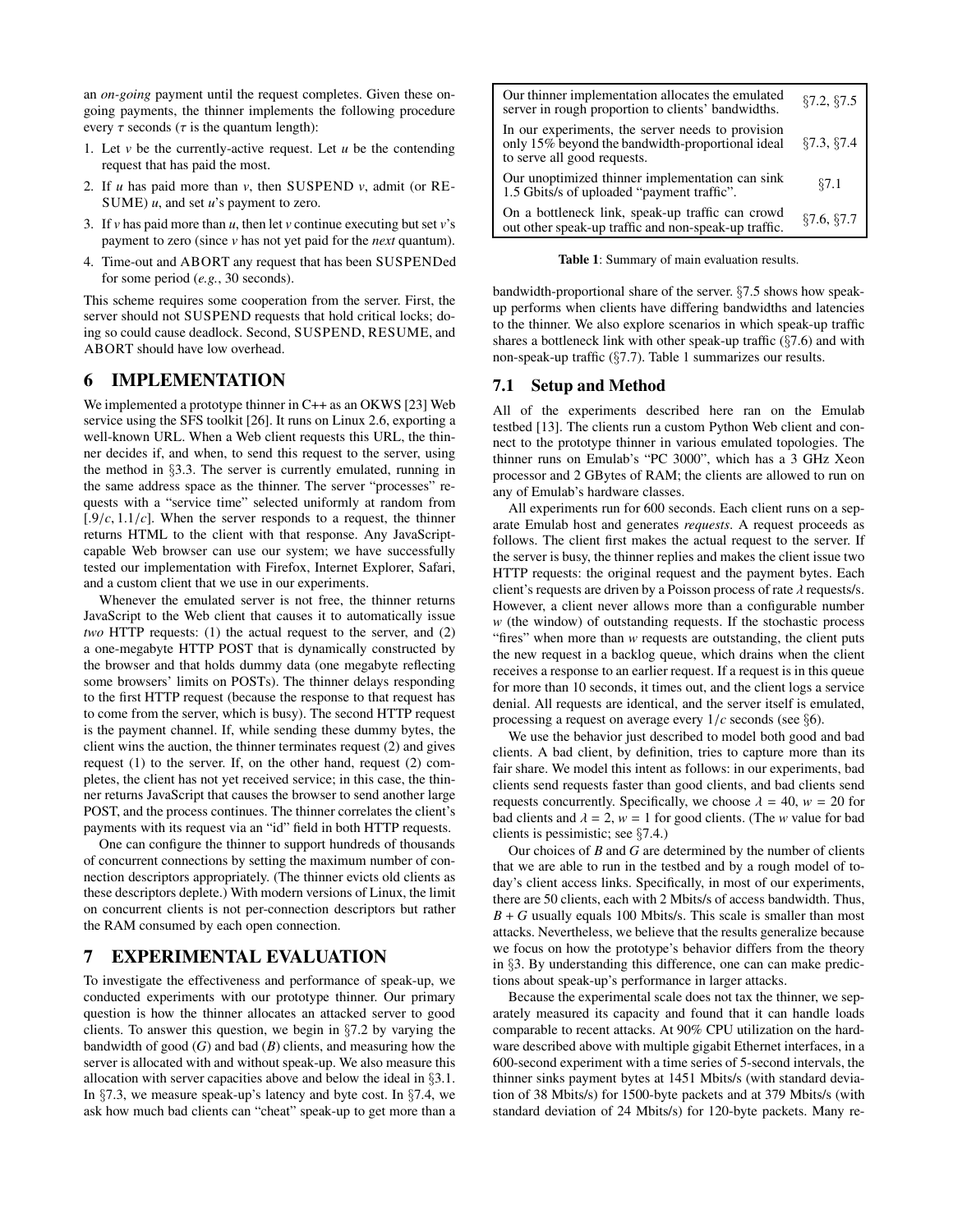an *on-going* payment until the request completes. Given these on-going payments, the thinner implements the following procedure every $\tau$ seconds ($\tau$ is the quantum length):

1. Let $v$ be the currently-active request. Let $u$ be the contending request that has paid the most.
2. If $u$ has paid more than $v$, then SUSPEND $v$, admit (or RESUME) $u$, and set $u$'s payment to zero.
3. If $v$ has paid more than $u$, then let $v$ continue executing but set $v$'s payment to zero (since $v$ has not yet paid for the *next* quantum).
4. Time-out and ABORT any request that has been SUSPENDed for some period (*e.g.*, 30 seconds).

This scheme requires some cooperation from the server. First, the server should not SUSPEND requests that hold critical locks; doing so could cause deadlock. Second, SUSPEND, RESUME, and ABORT should have low overhead.

# 6 IMPLEMENTATION

We implemented a prototype thinner in C++ as an OKWS [23] Web service using the SFS toolkit [26]. It runs on Linux 2.6, exporting a well-known URL. When a Web client requests this URL, the thinner decides if, and when, to send this request to the server, using the method in §3.3. The server is currently emulated, running in the same address space as the thinner. The server "processes" requests with a "service time" selected uniformly at random from $[.9/c, 1.1/c]$. When the server responds to a request, the thinner returns HTML to the client with that response. Any JavaScript-capable Web browser can use our system; we have successfully tested our implementation with Firefox, Internet Explorer, Safari, and a custom client that we use in our experiments.

Whenever the emulated server is not free, the thinner returns JavaScript to the Web client that causes it to automatically issue *two* HTTP requests: (1) the actual request to the server, and (2) a one-megabyte HTTP POST that is dynamically constructed by the browser and that holds dummy data (one megabyte reflecting some browsers' limits on POSTs). The thinner delays responding to the first HTTP request (because the response to that request has to come from the server, which is busy). The second HTTP request is the payment channel. If, while sending these dummy bytes, the client wins the auction, the thinner terminates request (2) and gives request (1) to the server. If, on the other hand, request (2) completes, the client has not yet received service; in this case, the thinner returns JavaScript that causes the browser to send another large POST, and the process continues. The thinner correlates the client's payments with its request via an "id" field in both HTTP requests.

One can configure the thinner to support hundreds of thousands of concurrent connections by setting the maximum number of connection descriptors appropriately. (The thinner evicts old clients as these descriptors deplete.) With modern versions of Linux, the limit on concurrent clients is not per-connection descriptors but rather the RAM consumed by each open connection.

# 7 EXPERIMENTAL EVALUATION

To investigate the effectiveness and performance of speak-up, we conducted experiments with our prototype thinner. Our primary question is how the thinner allocates an attacked server to good clients. To answer this question, we begin in §7.2 by varying the bandwidth of good ($G$) and bad ($B$) clients, and measuring how the server is allocated with and without speak-up. We also measure this allocation with server capacities above and below the ideal in §3.1. In §7.3, we measure speak-up's latency and byte cost. In §7.4, we ask how much bad clients can "cheat" speak-up to get more than a bandwidth-proportional share of the server. §7.5 shows how speak-up performs when clients have differing bandwidths and latencies to the thinner. We also explore scenarios in which speak-up traffic shares a bottleneck link with other speak-up traffic (§7.6) and with non-speak-up traffic (§7.7). Table 1 summarizes our results.

| | |
|---|---|
| Our thinner implementation allocates the emulated server in rough proportion to clients' bandwidths. | §7.2, §7.5 |
| In our experiments, the server needs to provision only 15% beyond the bandwidth-proportional ideal to serve all good requests. | §7.3, §7.4 |
| Our unoptimized thinner implementation can sink 1.5 Gbits/s of uploaded "payment traffic". | §7.1 |
| On a bottleneck link, speak-up traffic can crowd out other speak-up traffic and non-speak-up traffic. | §7.6, §7.7 |

**Table 1**: Summary of main evaluation results.

## 7.1 Setup and Method

All of the experiments described here ran on the Emulab testbed [13]. The clients run a custom Python Web client and connect to the prototype thinner in various emulated topologies. The thinner runs on Emulab's "PC 3000", which has a 3 GHz Xeon processor and 2 GBytes of RAM; the clients are allowed to run on any of Emulab's hardware classes.

All experiments run for 600 seconds. Each client runs on a separate Emulab host and generates *requests*. A request proceeds as follows. The client first makes the actual request to the server. If the server is busy, the thinner replies and makes the client issue two HTTP requests: the original request and the payment bytes. Each client's requests are driven by a Poisson process of rate $\lambda$ requests/s. However, a client never allows more than a configurable number $w$ (the window) of outstanding requests. If the stochastic process "fires" when more than $w$ requests are outstanding, the client puts the new request in a backlog queue, which drains when the client receives a response to an earlier request. If a request is in this queue for more than 10 seconds, it times out, and the client logs a service denial. All requests are identical, and the server itself is emulated, processing a request on average every $1/c$ seconds (see §6).

We use the behavior just described to model both good and bad clients. A bad client, by definition, tries to capture more than its fair share. We model this intent as follows: in our experiments, bad clients send requests faster than good clients, and bad clients send requests concurrently. Specifically, we choose $\lambda = 40$, $w = 20$ for bad clients and $\lambda = 2$, $w = 1$ for good clients. (The $w$ value for bad clients is pessimistic; see §7.4.)

Our choices of $B$ and $G$ are determined by the number of clients that we are able to run in the testbed and by a rough model of today's client access links. Specifically, in most of our experiments, there are 50 clients, each with 2 Mbits/s of access bandwidth. Thus, $B + G$ usually equals 100 Mbits/s. This scale is smaller than most attacks. Nevertheless, we believe that the results generalize because we focus on how the prototype's behavior differs from the theory in §3. By understanding this difference, one can make predictions about speak-up's performance in larger attacks.

Because the experimental scale does not tax the thinner, we separately measured its capacity and found that it can handle loads comparable to recent attacks. At 90% CPU utilization on the hardware described above with multiple gigabit Ethernet interfaces, in a 600-second experiment with a time series of 5-second intervals, the thinner sinks payment bytes at 1451 Mbits/s (with standard deviation of 38 Mbits/s) for 1500-byte packets and at 379 Mbits/s (with standard deviation of 24 Mbits/s) for 120-byte packets. Many re-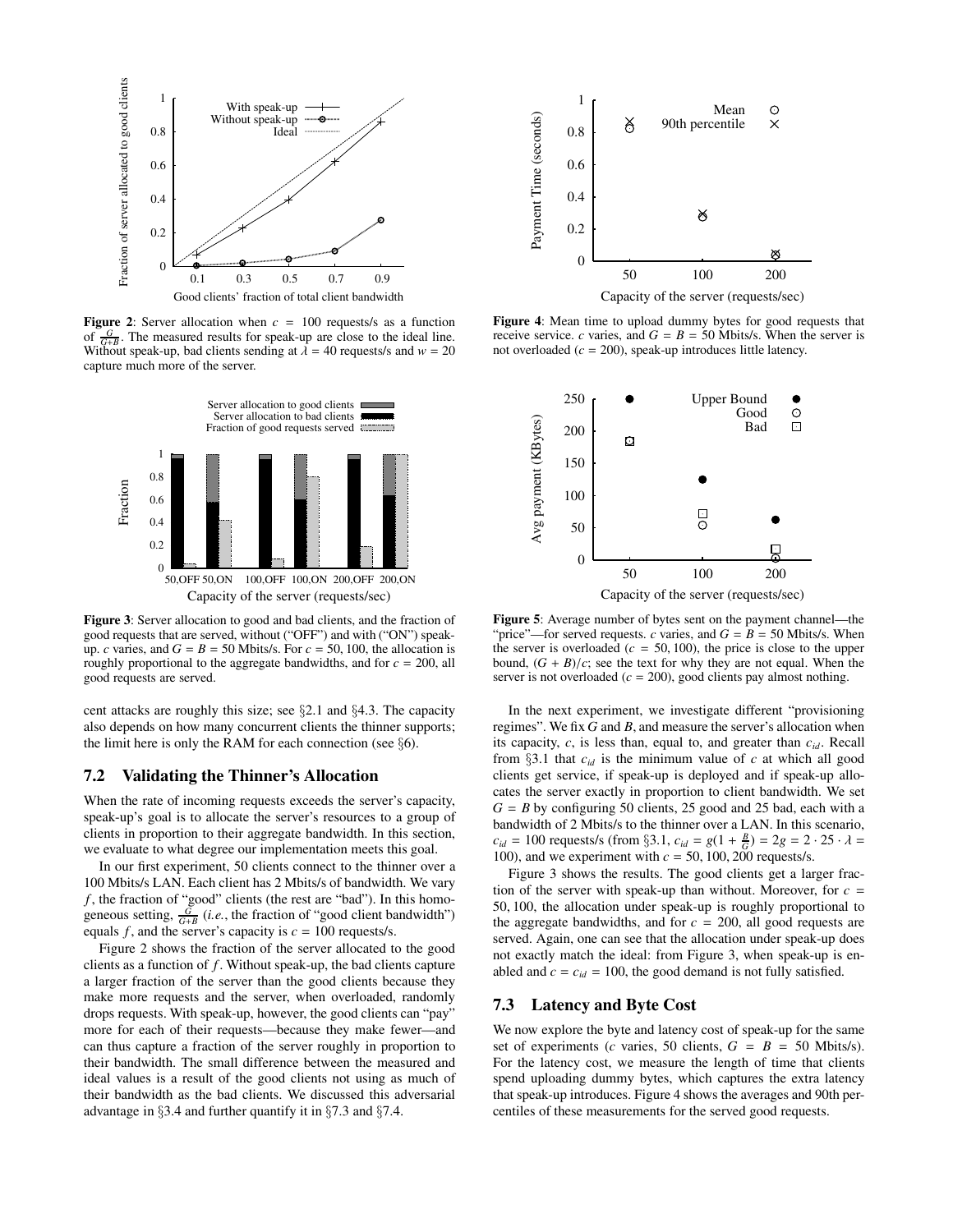**Figure 2**: Server allocation when $c = 100$ requests/s as a function of $\frac{G}{G+B}$. The measured results for speak-up are close to the ideal line. Without speak-up, bad clients sending at $\lambda = 40$ requests/s and $w = 20$ capture much more of the server.

**Figure 3**: Server allocation to good and bad clients, and the fraction of good requests that are served, without ("OFF") and with ("ON") speak-up. $c$ varies, and $G = B = 50$ Mbits/s. For $c = 50, 100$, the allocation is roughly proportional to the aggregate bandwidths, and for $c = 200$, all good requests are served.

cent attacks are roughly this size; see §2.1 and §4.3. The capacity also depends on how many concurrent clients the thinner supports; the limit here is only the RAM for each connection (see §6).

## 7.2 Validating the Thinner's Allocation

When the rate of incoming requests exceeds the server's capacity, speak-up's goal is to allocate the server's resources to a group of clients in proportion to their aggregate bandwidth. In this section, we evaluate to what degree our implementation meets this goal.

In our first experiment, 50 clients connect to the thinner over a 100 Mbits/s LAN. Each client has 2 Mbits/s of bandwidth. We vary $f$, the fraction of "good" clients (the rest are "bad"). In this homogeneous setting, $\frac{G}{G+B}$ (*i.e.*, the fraction of "good client bandwidth") equals $f$, and the server's capacity is $c = 100$ requests/s.

Figure 2 shows the fraction of the server allocated to the good clients as a function of $f$. Without speak-up, the bad clients capture a larger fraction of the server than the good clients because they make more requests and the server, when overloaded, randomly drops requests. With speak-up, however, the good clients can "pay" more for each of their requests—because they make fewer—and can thus capture a fraction of the server roughly in proportion to their bandwidth. The small difference between the measured and ideal values is a result of the good clients not using as much of their bandwidth as the bad clients. We discussed this adversarial advantage in §3.4 and further quantify it in §7.3 and §7.4.

**Figure 4**: Mean time to upload dummy bytes for good requests that receive service. $c$ varies, and $G = B = 50$ Mbits/s. When the server is not overloaded ($c = 200$), speak-up introduces little latency.

**Figure 5**: Average number of bytes sent on the payment channel—the "price"—for served requests. $c$ varies, and $G = B = 50$ Mbits/s. When the server is overloaded ($c = 50, 100$), the price is close to the upper bound, $(G + B)/c$; see the text for why they are not equal. When the server is not overloaded ($c = 200$), good clients pay almost nothing.

In the next experiment, we investigate different "provisioning regimes". We fix $G$ and $B$, and measure the server's allocation when its capacity, $c$, is less than, equal to, and greater than $c_{id}$. Recall from §3.1 that $c_{id}$ is the minimum value of $c$ at which all good clients get service, if speak-up is deployed and if speak-up allocates the server exactly in proportion to client bandwidth. We set $G = B$ by configuring 50 clients, 25 good and 25 bad, each with a bandwidth of 2 Mbits/s to the thinner over a LAN. In this scenario, $c_{id} = 100$ requests/s (from §3.1, $c_{id} = g(1 + \frac{B}{G}) = 2g = 2 \cdot 25 \cdot \lambda = 100$), and we experiment with $c = 50, 100, 200$ requests/s.

Figure 3 shows the results. The good clients get a larger fraction of the server with speak-up than without. Moreover, for $c = 50, 100$, the allocation under speak-up is roughly proportional to the aggregate bandwidths, and for $c = 200$, all good requests are served. Again, one can see that the allocation under speak-up does not exactly match the ideal: from Figure 3, when speak-up is enabled and $c = c_{id} = 100$, the good demand is not fully satisfied.

## 7.3 Latency and Byte Cost

We now explore the byte and latency cost of speak-up for the same set of experiments ($c$ varies, 50 clients, $G = B = 50$ Mbits/s). For the latency cost, we measure the length of time that clients spend uploading dummy bytes, which captures the extra latency that speak-up introduces. Figure 4 shows the averages and 90th percentiles of these measurements for the served good requests.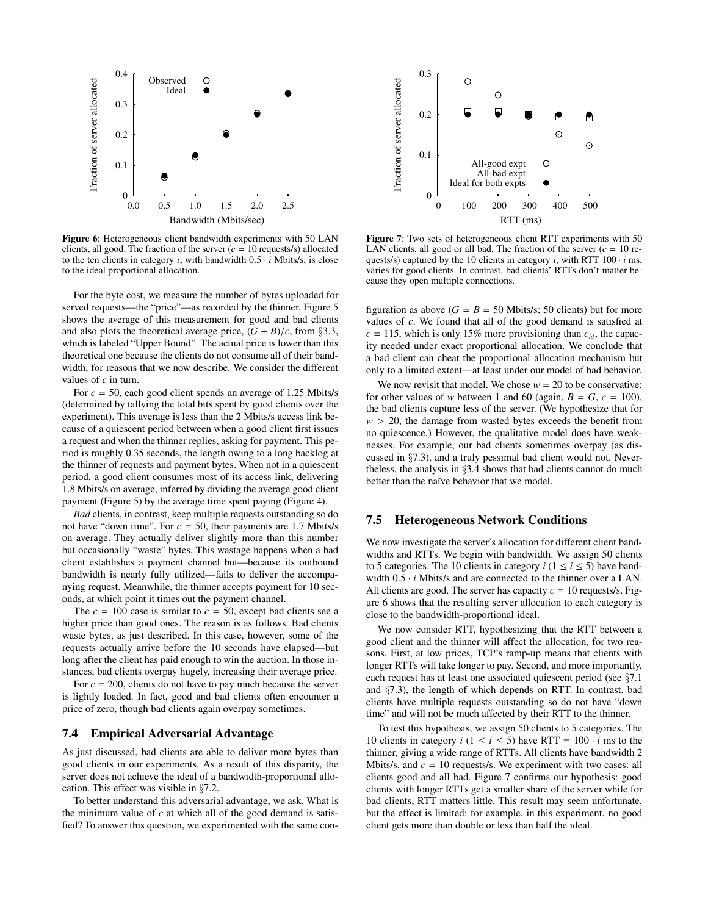**Figure 6**: Heterogeneous client bandwidth experiments with 50 LAN clients, all good. The fraction of the server ($c = 10$ requests/s) allocated to the ten clients in category $i$, with bandwidth $0.5 \cdot i$ Mbits/s, is close to the ideal proportional allocation.

**Figure 7**: Two sets of heterogeneous client RTT experiments with 50 LAN clients, all good or all bad. The fraction of the server ($c = 10$ requests/s) captured by the 10 clients in category $i$, with RTT $100 \cdot i$ ms, varies for good clients. In contrast, bad clients' RTTs don't matter because they open multiple connections.

For the byte cost, we measure the number of bytes uploaded for served requests—the "price"—as recorded by the thinner. Figure 5 shows the average of this measurement for good and bad clients and also plots the theoretical average price, $(G + B)/c$, from §3.3, which is labeled "Upper Bound". The actual price is lower than this theoretical one because the clients do not consume all of their bandwidth, for reasons that we now describe. We consider the different values of $c$ in turn.

For $c = 50$, each good client spends an average of 1.25 Mbits/s (determined by tallying the total bits spent by good clients over the experiment). This average is less than the 2 Mbits/s access link because of a quiescent period between when a good client first issues a request and when the thinner replies, asking for payment. This period is roughly 0.35 seconds, the length owing to a long backlog at the thinner of requests and payment bytes. When not in a quiescent period, a good client consumes most of its access link, delivering 1.8 Mbits/s on average, inferred by dividing the average good client payment (Figure 5) by the average time spent paying (Figure 4).

*Bad* clients, in contrast, keep multiple requests outstanding so do not have "down time". For $c = 50$, their payments are 1.7 Mbits/s on average. They actually deliver slightly more than this number but occasionally "waste" bytes. This wastage happens when a bad client establishes a payment channel but—because its outbound bandwidth is nearly fully utilized—fails to deliver the accompanying request. Meanwhile, the thinner accepts payment for 10 seconds, at which point it times out the payment channel.

The $c = 100$ case is similar to $c = 50$, except bad clients see a higher price than good ones. The reason is as follows. Bad clients waste bytes, as just described. In this case, however, some of the requests actually arrive before the 10 seconds have elapsed—but long after the client has paid enough to win the auction. In those instances, bad clients overpay hugely, increasing their average price.

For $c = 200$, clients do not have to pay much because the server is lightly loaded. In fact, good and bad clients often encounter a price of zero, though bad clients again overpay sometimes.

## 7.4 Empirical Adversarial Advantage

As just discussed, bad clients are able to deliver more bytes than good clients in our experiments. As a result of this disparity, the server does not achieve the ideal of a bandwidth-proportional allocation. This effect was visible in §7.2.

To better understand this adversarial advantage, we ask, What is the minimum value of $c$ at which all of the good demand is satisfied? To answer this question, we experimented with the same configuration as above ($G = B = 50$ Mbits/s; 50 clients) but for more values of $c$. We found that all of the good demand is satisfied at $c = 115$, which is only 15% more provisioning than $c_{id}$, the capacity needed under exact proportional allocation. We conclude that a bad client can cheat the proportional allocation mechanism but only to a limited extent—at least under our model of bad behavior.

We now revisit that model. We chose $w = 20$ to be conservative: for other values of $w$ between 1 and 60 (again, $B = G$, $c = 100$), the bad clients capture less of the server. (We hypothesize that for $w > 20$, the damage from wasted bytes exceeds the benefit from no quiescence.) However, the qualitative model does have weaknesses. For example, our bad clients sometimes overpay (as discussed in §7.3), and a truly pessimal bad client would not. Nevertheless, the analysis in §3.4 shows that bad clients cannot do much better than the naïve behavior that we model.

## 7.5 Heterogeneous Network Conditions

We now investigate the server's allocation for different client bandwidths and RTTs. We begin with bandwidth. We assign 50 clients to 5 categories. The 10 clients in category $i$ ($1 \le i \le 5$) have bandwidth $0.5 \cdot i$ Mbits/s and are connected to the thinner over a LAN. All clients are good. The server has capacity $c = 10$ requests/s. Figure 6 shows that the resulting server allocation to each category is close to the bandwidth-proportional ideal.

We now consider RTT, hypothesizing that the RTT between a good client and the thinner will affect the allocation, for two reasons. First, at low prices, TCP's ramp-up means that clients with longer RTTs will take longer to pay. Second, and more importantly, each request has at least one associated quiescent period (see §7.1 and §7.3), the length of which depends on RTT. In contrast, bad clients have multiple requests outstanding so do not have "down time" and will not be much affected by their RTT to the thinner.

To test this hypothesis, we assign 50 clients to 5 categories. The 10 clients in category $i$ ($1 \le i \le 5$) have RTT $= 100 \cdot i$ ms to the thinner, giving a wide range of RTTs. All clients have bandwidth 2 Mbits/s, and $c = 10$ requests/s. We experiment with two cases: all clients good and all bad. Figure 7 confirms our hypothesis: good clients with longer RTTs get a smaller share of the server while for bad clients, RTT matters little. This result may seem unfortunate, but the effect is limited: for example, in this experiment, no good client gets more than double or less than half the ideal.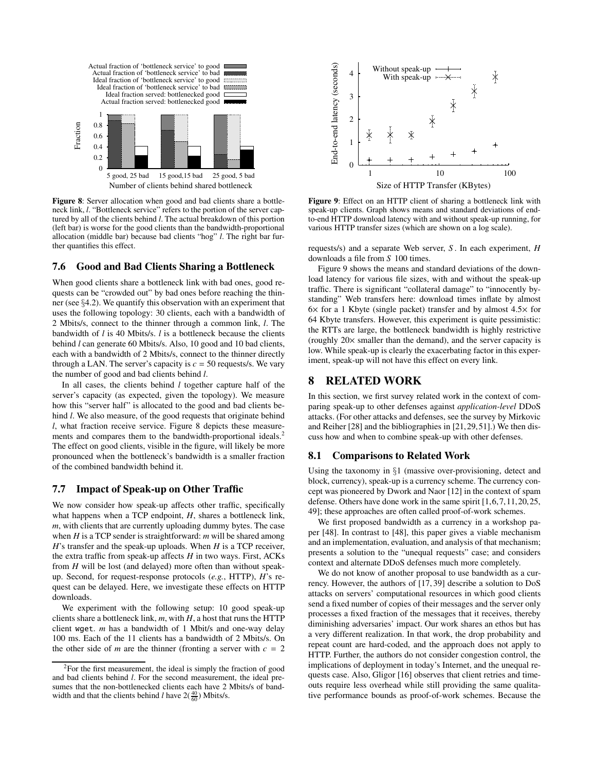**Figure 8**: Server allocation when good and bad clients share a bottleneck link, $l$. "Bottleneck service" refers to the portion of the server captured by all of the clients behind $l$. The actual breakdown of this portion (left bar) is worse for the good clients than the bandwidth-proportional allocation (middle bar) because bad clients "hog" $l$. The right bar further quantifies this effect.

### 7.6 Good and Bad Clients Sharing a Bottleneck

When good clients share a bottleneck link with bad ones, good requests can be "crowded out" by bad ones before reaching the thinner (see §4.2). We quantify this observation with an experiment that uses the following topology: 30 clients, each with a bandwidth of 2 Mbits/s, connect to the thinner through a common link, $l$. The bandwidth of $l$ is 40 Mbits/s. $l$ is a bottleneck because the clients behind $l$ can generate 60 Mbits/s. Also, 10 good and 10 bad clients, each with a bandwidth of 2 Mbits/s, connect to the thinner directly through a LAN. The server's capacity is $c = 50$ requests/s. We vary the number of good and bad clients behind $l$.

In all cases, the clients behind $l$ together capture half of the server's capacity (as expected, given the topology). We measure how this "server half" is allocated to the good and bad clients behind $l$. We also measure, of the good requests that originate behind $l$, what fraction receive service. Figure 8 depicts these measurements and compares them to the bandwidth-proportional ideals.[2] The effect on good clients, visible in the figure, will likely be more pronounced when the bottleneck's bandwidth is a smaller fraction of the combined bandwidth behind it.

### 7.7 Impact of Speak-up on Other Traffic

We now consider how speak-up affects other traffic, specifically what happens when a TCP endpoint, $H$, shares a bottleneck link, $m$, with clients that are currently uploading dummy bytes. The case when $H$ is a TCP sender is straightforward: $m$ will be shared among $H$'s transfer and the speak-up uploads. When $H$ is a TCP receiver, the extra traffic from speak-up affects $H$ in two ways. First, ACKs from $H$ will be lost (and delayed) more often than without speak-up. Second, for request-response protocols (*e.g.*, HTTP), $H$'s request can be delayed. Here, we investigate these effects on HTTP downloads.

We experiment with the following setup: 10 good speak-up clients share a bottleneck link, $m$, with $H$, a host that runs the HTTP client `wget`. $m$ has a bandwidth of 1 Mbit/s and one-way delay 100 ms. Each of the 11 clients has a bandwidth of 2 Mbits/s. On the other side of $m$ are the thinner (fronting a server with $c = 2$ requests/s) and a separate Web server, $S$. In each experiment, $H$ downloads a file from $S$ 100 times.

[2] For the first measurement, the ideal is simply the fraction of good and bad clients behind $l$. For the second measurement, the ideal presumes that the non-bottlenecked clients each have 2 Mbits/s of bandwidth and that the clients behind $l$ have $2(\frac{40}{60})$ Mbits/s.

**Figure 9**: Effect on an HTTP client of sharing a bottleneck link with speak-up clients. Graph shows means and standard deviations of end-to-end HTTP download latency with and without speak-up running, for various HTTP transfer sizes (which are shown on a log scale).

Figure 9 shows the means and standard deviations of the download latency for various file sizes, with and without the speak-up traffic. There is significant "collateral damage" to "innocently bystanding" Web transfers here: download times inflate by almost 6× for a 1 Kbyte (single packet) transfer and by almost 4.5× for 64 Kbyte transfers. However, this experiment is quite pessimistic: the RTTs are large, the bottleneck bandwidth is highly restrictive (roughly 20× smaller than the demand), and the server capacity is low. While speak-up is clearly the exacerbating factor in this experiment, speak-up will not have this effect on every link.

## 8 RELATED WORK

In this section, we first survey related work in the context of comparing speak-up to other defenses against *application-level* DDoS attacks. (For other attacks and defenses, see the survey by Mirkovic and Reiher [28] and the bibliographies in [21, 29, 51].) We then discuss how and when to combine speak-up with other defenses.

### 8.1 Comparisons to Related Work

Using the taxonomy in §1 (massive over-provisioning, detect and block, currency), speak-up is a currency scheme. The currency concept was pioneered by Dwork and Naor [12] in the context of spam defense. Others have done work in the same spirit [1, 6, 7, 11, 20, 25, 49]; these approaches are often called proof-of-work schemes.

We first proposed bandwidth as a currency in a workshop paper [48]. In contrast to [48], this paper gives a viable mechanism and an implementation, evaluation, and analysis of that mechanism; presents a solution to the "unequal requests" case; and considers context and alternate DDoS defenses much more completely.

We do not know of another proposal to use bandwidth as a currency. However, the authors of [17, 39] describe a solution to DoS attacks on servers' computational resources in which good clients send a fixed number of copies of their messages and the server only processes a fixed fraction of the messages that it receives, thereby diminishing adversaries' impact. Our work shares an ethos but has a very different realization. In that work, the drop probability and repeat count are hard-coded, and the approach does not apply to HTTP. Further, the authors do not consider congestion control, the implications of deployment in today's Internet, and the unequal requests case. Also, Gligor [16] observes that client retries and timeouts require less overhead while still providing the same qualitative performance bounds as proof-of-work schemes. Because the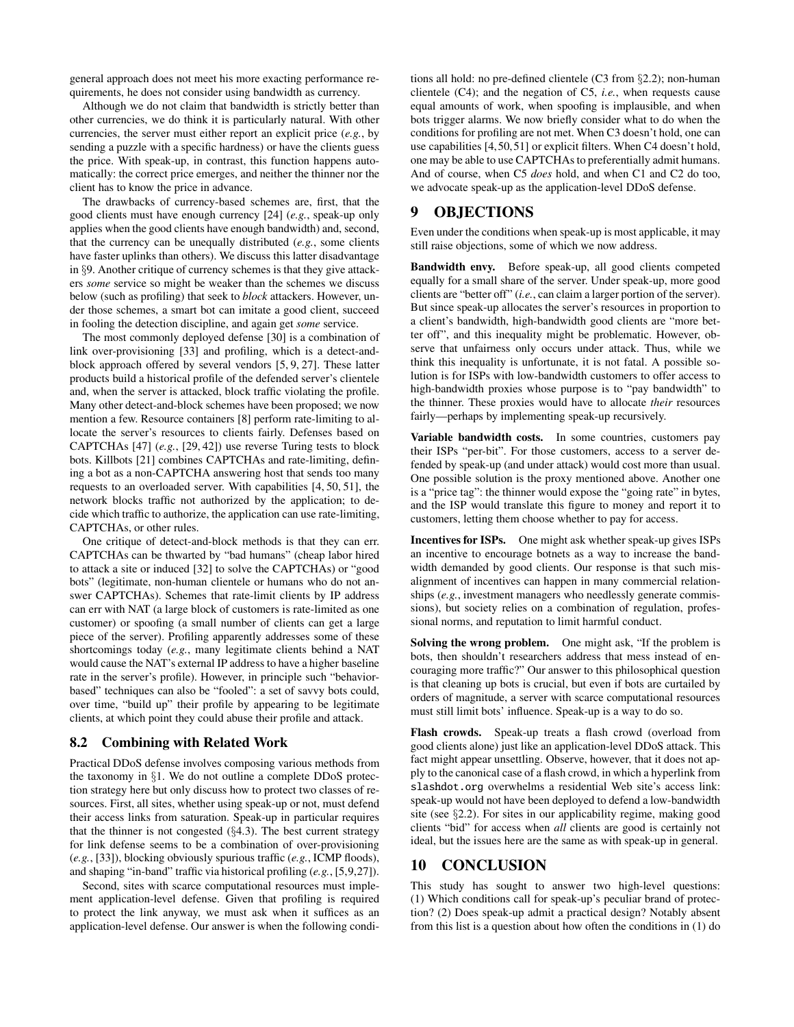general approach does not meet his more exacting performance requirements, he does not consider using bandwidth as currency.

Although we do not claim that bandwidth is strictly better than other currencies, we do think it is particularly natural. With other currencies, the server must either report an explicit price (*e.g.*, by sending a puzzle with a specific hardness) or have the clients guess the price. With speak-up, in contrast, this function happens automatically: the correct price emerges, and neither the thinner nor the client has to know the price in advance.

The drawbacks of currency-based schemes are, first, that the good clients must have enough currency [24] (*e.g.*, speak-up only applies when the good clients have enough bandwidth) and, second, that the currency can be unequally distributed (*e.g.*, some clients have faster uplinks than others). We discuss this latter disadvantage in §9. Another critique of currency schemes is that they give attackers *some* service so might be weaker than the schemes we discuss below (such as profiling) that seek to *block* attackers. However, under those schemes, a smart bot can imitate a good client, succeed in fooling the detection discipline, and again get *some* service.

The most commonly deployed defense [30] is a combination of link over-provisioning [33] and profiling, which is a detect-and-block approach offered by several vendors [5, 9, 27]. These latter products build a historical profile of the defended server's clientele and, when the server is attacked, block traffic violating the profile. Many other detect-and-block schemes have been proposed; we now mention a few. Resource containers [8] perform rate-limiting to allocate the server's resources to clients fairly. Defenses based on CAPTCHAs [47] (*e.g.*, [29, 42]) use reverse Turing tests to block bots. Killbots [21] combines CAPTCHAs and rate-limiting, defining a bot as a non-CAPTCHA answering host that sends too many requests to an overloaded server. With capabilities [4, 50, 51], the network blocks traffic not authorized by the application; to decide which traffic to authorize, the application can use rate-limiting, CAPTCHAs, or other rules.

One critique of detect-and-block methods is that they can err. CAPTCHAs can be thwarted by "bad humans" (cheap labor hired to attack a site or induced [32] to solve the CAPTCHAs) or "good bots" (legitimate, non-human clientele or humans who do not answer CAPTCHAs). Schemes that rate-limit clients by IP address can err with NAT (a large block of customers is rate-limited as one customer) or spoofing (a small number of clients can get a large piece of the server). Profiling apparently addresses some of these shortcomings today (*e.g.*, many legitimate clients behind a NAT would cause the NAT's external IP address to have a higher baseline rate in the server's profile). However, in principle such "behavior-based" techniques can also be "fooled": a set of savvy bots could, over time, "build up" their profile by appearing to be legitimate clients, at which point they could abuse their profile and attack.

## 8.2 Combining with Related Work

Practical DDoS defense involves composing various methods from the taxonomy in §1. We do not outline a complete DDoS protection strategy here but only discuss how to protect two classes of resources. First, all sites, whether using speak-up or not, must defend their access links from saturation. Speak-up in particular requires that the thinner is not congested (§4.3). The best current strategy for link defense seems to be a combination of over-provisioning (*e.g.*, [33]), blocking obviously spurious traffic (*e.g.*, ICMP floods), and shaping "in-band" traffic via historical profiling (*e.g.*, [5,9,27]).

Second, sites with scarce computational resources must implement application-level defense. Given that profiling is required to protect the link anyway, we must ask when it suffices as an application-level defense. Our answer is when the following conditions all hold: no pre-defined clientele (C3 from §2.2); non-human clientele (C4); and the negation of C5, *i.e.*, when requests cause equal amounts of work, when spoofing is implausible, and when bots trigger alarms. We now briefly consider what to do when the conditions for profiling are not met. When C3 doesn't hold, one can use capabilities [4, 50, 51] or explicit filters. When C4 doesn't hold, one may be able to use CAPTCHAs to preferentially admit humans. And of course, when C5 *does* hold, and when C1 and C2 do too, we advocate speak-up as the application-level DDoS defense.

# 9 OBJECTIONS

Even under the conditions when speak-up is most applicable, it may still raise objections, some of which we now address.

**Bandwidth envy.** Before speak-up, all good clients competed equally for a small share of the server. Under speak-up, more good clients are "better off" (*i.e.*, can claim a larger portion of the server). But since speak-up allocates the server's resources in proportion to a client's bandwidth, high-bandwidth good clients are "more better off", and this inequality might be problematic. However, observe that unfairness only occurs under attack. Thus, while we think this inequality is unfortunate, it is not fatal. A possible solution is for ISPs with low-bandwidth customers to offer access to high-bandwidth proxies whose purpose is to "pay bandwidth" to the thinner. These proxies would have to allocate *their* resources fairly—perhaps by implementing speak-up recursively.

**Variable bandwidth costs.** In some countries, customers pay their ISPs "per-bit". For those customers, access to a server defended by speak-up (and under attack) would cost more than usual. One possible solution is the proxy mentioned above. Another one is a "price tag": the thinner would expose the "going rate" in bytes, and the ISP would translate this figure to money and report it to customers, letting them choose whether to pay for access.

**Incentives for ISPs.** One might ask whether speak-up gives ISPs an incentive to encourage botnets as a way to increase the bandwidth demanded by good clients. Our response is that such misalignment of incentives can happen in many commercial relationships (*e.g.*, investment managers who needlessly generate commissions), but society relies on a combination of regulation, professional norms, and reputation to limit harmful conduct.

**Solving the wrong problem.** One might ask, "If the problem is bots, then shouldn't researchers address that mess instead of encouraging more traffic?" Our answer to this philosophical question is that cleaning up bots is crucial, but even if bots are curtailed by orders of magnitude, a server with scarce computational resources must still limit bots' influence. Speak-up is a way to do so.

**Flash crowds.** Speak-up treats a flash crowd (overload from good clients alone) just like an application-level DDoS attack. This fact might appear unsettling. Observe, however, that it does not apply to the canonical case of a flash crowd, in which a hyperlink from slashdot.org overwhelms a residential Web site's access link: speak-up would not have been deployed to defend a low-bandwidth site (see §2.2). For sites in our applicability regime, making good clients "bid" for access when *all* clients are good is certainly not ideal, but the issues here are the same as with speak-up in general.

# 10 CONCLUSION

This study has sought to answer two high-level questions: (1) Which conditions call for speak-up's peculiar brand of protection? (2) Does speak-up admit a practical design? Notably absent from this list is a question about how often the conditions in (1) do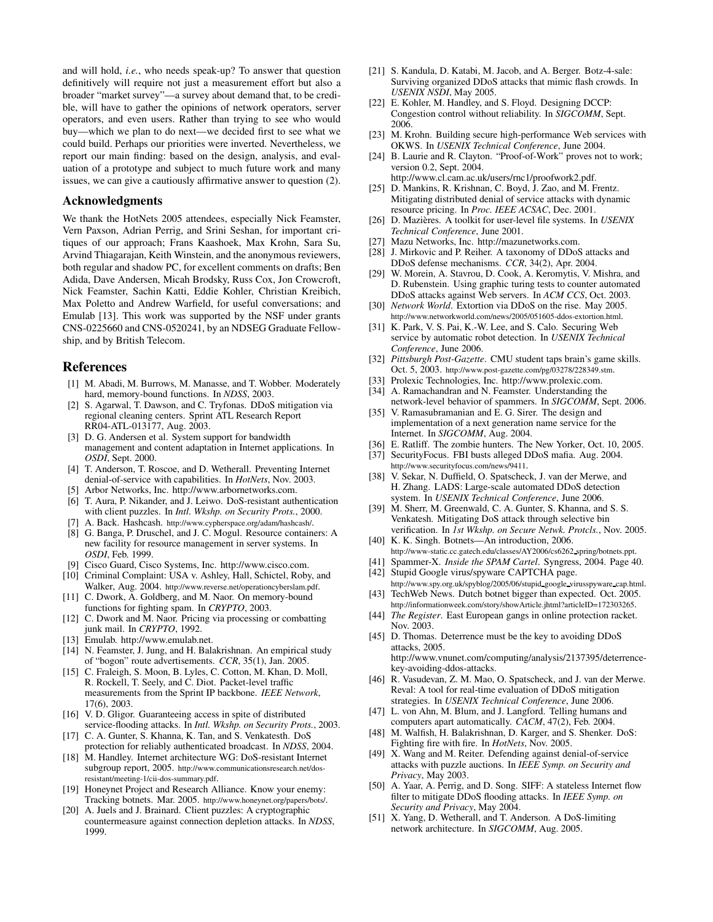and will hold, *i.e.*, who needs speak-up? To answer that question definitively will require not just a measurement effort but also a broader "market survey"—a survey about demand that, to be credible, will have to gather the opinions of network operators, server operators, and even users. Rather than trying to see who would buy—which we plan to do next—we decided first to see what we could build. Perhaps our priorities were inverted. Nevertheless, we report our main finding: based on the design, analysis, and evaluation of a prototype and subject to much future work and many issues, we can give a cautiously affirmative answer to question (2).

## Acknowledgments

We thank the HotNets 2005 attendees, especially Nick Feamster, Vern Paxson, Adrian Perrig, and Srini Seshan, for important critiques of our approach; Frans Kaashoek, Max Krohn, Sara Su, Arvind Thiagarajan, Keith Winstein, and the anonymous reviewers, both regular and shadow PC, for excellent comments on drafts; Ben Adida, Dave Andersen, Micah Brodsky, Russ Cox, Jon Crowcroft, Nick Feamster, Sachin Katti, Eddie Kohler, Christian Kreibich, Max Poletto and Andrew Warfield, for useful conversations; and Emulab [13]. This work was supported by the NSF under grants CNS-0225660 and CNS-0520241, by an NDSEG Graduate Fellowship, and by British Telecom.

## References

[1] M. Abadi, M. Burrows, M. Manasse, and T. Wobber. Moderately hard, memory-bound functions. In *NDSS*, 2003.

[2] S. Agarwal, T. Dawson, and C. Tryfonas. DDoS mitigation via regional cleaning centers. Sprint ATL Research Report RR04-ATL-013177, Aug. 2003.

[3] D. G. Andersen et al. System support for bandwidth management and content adaptation in Internet applications. In *OSDI*, Sept. 2000.

[4] T. Anderson, T. Roscoe, and D. Wetherall. Preventing Internet denial-of-service with capabilities. In *HotNets*, Nov. 2003.

[5] Arbor Networks, Inc. http://www.arbornetworks.com.

[6] T. Aura, P. Nikander, and J. Leiwo. DoS-resistant authentication with client puzzles. In *Intl. Wkshp. on Security Prots.*, 2000.

[7] A. Back. Hashcash. http://www.cypherspace.org/adam/hashcash/.

[8] G. Banga, P. Druschel, and J. C. Mogul. Resource containers: A new facility for resource management in server systems. In *OSDI*, Feb. 1999.

[9] Cisco Guard, Cisco Systems, Inc. http://www.cisco.com.

[10] Criminal Complaint: USA v. Ashley, Hall, Schictel, Roby, and Walker, Aug. 2004. http://www.reverse.net/operationcyberslam.pdf.

[11] C. Dwork, A. Goldberg, and M. Naor. On memory-bound functions for fighting spam. In *CRYPTO*, 2003.

[12] C. Dwork and M. Naor. Pricing via processing or combatting junk mail. In *CRYPTO*, 1992.

[13] Emulab. http://www.emulab.net.

[14] N. Feamster, J. Jung, and H. Balakrishnan. An empirical study of "bogon" route advertisements. *CCR*, 35(1), Jan. 2005.

[15] C. Fraleigh, S. Moon, B. Lyles, C. Cotton, M. Khan, D. Moll, R. Rockell, T. Seely, and C. Diot. Packet-level traffic measurements from the Sprint IP backbone. *IEEE Network*, 17(6), 2003.

[16] V. D. Gligor. Guaranteeing access in spite of distributed service-flooding attacks. In *Intl. Wkshp. on Security Prots.*, 2003.

[17] C. A. Gunter, S. Khanna, K. Tan, and S. Venkatesth. DoS protection for reliably authenticated broadcast. In *NDSS*, 2004.

[18] M. Handley. Internet architecture WG: DoS-resistant Internet subgroup report, 2005. http://www.communicationsresearch.net/dos-resistant/meeting-1/cii-dos-summary.pdf.

[19] Honeynet Project and Research Alliance. Know your enemy: Tracking botnets. Mar. 2005. http://www.honeynet.org/papers/bots/.

[20] A. Juels and J. Brainard. Client puzzles: A cryptographic countermeasure against connection depletion attacks. In *NDSS*, 1999.

[21] S. Kandula, D. Katabi, M. Jacob, and A. Berger. Botz-4-sale: Surviving organized DDoS attacks that mimic flash crowds. In *USENIX NSDI*, May 2005.

[22] E. Kohler, M. Handley, and S. Floyd. Designing DCCP: Congestion control without reliability. In *SIGCOMM*, Sept. 2006.

[23] M. Krohn. Building secure high-performance Web services with OKWS. In *USENIX Technical Conference*, June 2004.

[24] B. Laurie and R. Clayton. "Proof-of-Work" proves not to work; version 0.2, Sept. 2004. http://www.cl.cam.ac.uk/users/rnc1/proofwork2.pdf.

[25] D. Mankins, R. Krishnan, C. Boyd, J. Zao, and M. Frentz. Mitigating distributed denial of service attacks with dynamic resource pricing. In *Proc. IEEE ACSAC*, Dec. 2001.

[26] D. Mazières. A toolkit for user-level file systems. In *USENIX Technical Conference*, June 2001.

[27] Mazu Networks, Inc. http://mazunetworks.com.

[28] J. Mirkovic and P. Reiher. A taxonomy of DDoS attacks and DDoS defense mechanisms. *CCR*, 34(2), Apr. 2004.

[29] W. Morein, A. Stavrou, D. Cook, A. Keromytis, V. Mishra, and D. Rubenstein. Using graphic turing tests to counter automated DDoS attacks against Web servers. In *ACM CCS*, Oct. 2003.

[30] *Network World*. Extortion via DDoS on the rise. May 2005. http://www.networkworld.com/news/2005/051605-ddos-extortion.html.

[31] K. Park, V. S. Pai, K.-W. Lee, and S. Calo. Securing Web service by automatic robot detection. In *USENIX Technical Conference*, June 2006.

[32] *Pittsburgh Post-Gazette*. CMU student taps brain's game skills. Oct. 5, 2003. http://www.post-gazette.com/pg/03278/228349.stm.

[33] Prolexic Technologies, Inc. http://www.prolexic.com.

[34] A. Ramachandran and N. Feamster. Understanding the network-level behavior of spammers. In *SIGCOMM*, Sept. 2006.

[35] V. Ramasubramanian and E. G. Sirer. The design and implementation of a next generation name service for the Internet. In *SIGCOMM*, Aug. 2004.

[36] E. Ratliff. The zombie hunters. The New Yorker, Oct. 10, 2005.

[37] SecurityFocus. FBI busts alleged DDoS mafia. Aug. 2004. http://www.securityfocus.com/news/9411.

[38] V. Sekar, N. Duffield, O. Spatscheck, J. van der Merwe, and H. Zhang. LADS: Large-scale automated DDoS detection system. In *USENIX Technical Conference*, June 2006.

[39] M. Sherr, M. Greenwald, C. A. Gunter, S. Khanna, and S. S. Venkatesh. Mitigating DoS attack through selective bin verification. In *1st Wkshp. on Secure Netwk. Protcls.*, Nov. 2005.

[40] K. K. Singh. Botnets—An introduction, 2006. http://www-static.cc.gatech.edu/classes/AY2006/cs6262_spring/botnets.ppt.

[41] Spammer-X. *Inside the SPAM Cartel*. Syngress, 2004. Page 40.

[42] Stupid Google virus/spyware CAPTCHA page. http://www.spy.org.uk/spyblog/2005/06/stupid_google_virusspyware_cap.html.

[43] TechWeb News. Dutch botnet bigger than expected. Oct. 2005. http://informationweek.com/story/showArticle.jhtml?articleID=172303265.

[44] *The Register*. East European gangs in online protection racket. Nov. 2003.

[45] D. Thomas. Deterrence must be the key to avoiding DDoS attacks, 2005. http://www.vnunet.com/computing/analysis/2137395/deterrence-key-avoiding-ddos-attacks.

[46] R. Vasudevan, Z. M. Mao, O. Spatscheck, and J. van der Merwe. Reval: A tool for real-time evaluation of DDoS mitigation strategies. In *USENIX Technical Conference*, June 2006.

[47] L. von Ahn, M. Blum, and J. Langford. Telling humans and computers apart automatically. *CACM*, 47(2), Feb. 2004.

[48] M. Walfish, H. Balakrishnan, D. Karger, and S. Shenker. DoS: Fighting fire with fire. In *HotNets*, Nov. 2005.

[49] X. Wang and M. Reiter. Defending against denial-of-service attacks with puzzle auctions. In *IEEE Symp. on Security and Privacy*, May 2003.

[50] A. Yaar, A. Perrig, and D. Song. SIFF: A stateless Internet flow filter to mitigate DDoS flooding attacks. In *IEEE Symp. on Security and Privacy*, May 2004.

[51] X. Yang, D. Wetherall, and T. Anderson. A DoS-limiting network architecture. In *SIGCOMM*, Aug. 2005.